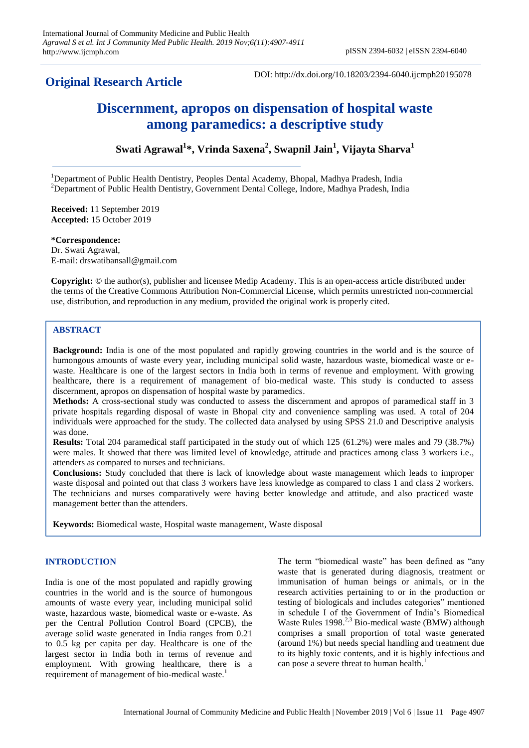**Original Research Article**

DOI: http://dx.doi.org/10.18203/2394-6040.ijcmph20195078

# Discernment, apropos on dispensation of hospital waste among paramedics: a descriptive study

**Swati Agrawal[1]\*, Vrinda Saxena[2], Swapnil Jain[1], Vijayta Sharva[1]**

[1]Department of Public Health Dentistry, Peoples Dental Academy, Bhopal, Madhya Pradesh, India
[2]Department of Public Health Dentistry, Government Dental College, Indore, Madhya Pradesh, India

**Received:** 11 September 2019
**Accepted:** 15 October 2019

**\*Correspondence:**
Dr. Swati Agrawal,
E-mail: drswatibansall@gmail.com

**Copyright:** © the author(s), publisher and licensee Medip Academy. This is an open-access article distributed under the terms of the Creative Commons Attribution Non-Commercial License, which permits unrestricted non-commercial use, distribution, and reproduction in any medium, provided the original work is properly cited.

## ABSTRACT

**Background:** India is one of the most populated and rapidly growing countries in the world and is the source of humongous amounts of waste every year, including municipal solid waste, hazardous waste, biomedical waste or e-waste. Healthcare is one of the largest sectors in India both in terms of revenue and employment. With growing healthcare, there is a requirement of management of bio-medical waste. This study is conducted to assess discernment, apropos on dispensation of hospital waste by paramedics.

**Methods:** A cross-sectional study was conducted to assess the discernment and apropos of paramedical staff in 3 private hospitals regarding disposal of waste in Bhopal city and convenience sampling was used. A total of 204 individuals were approached for the study. The collected data analysed by using SPSS 21.0 and Descriptive analysis was done.

**Results:** Total 204 paramedical staff participated in the study out of which 125 (61.2%) were males and 79 (38.7%) were males. It showed that there was limited level of knowledge, attitude and practices among class 3 workers i.e., attenders as compared to nurses and technicians.

**Conclusions:** Study concluded that there is lack of knowledge about waste management which leads to improper waste disposal and pointed out that class 3 workers have less knowledge as compared to class 1 and class 2 workers. The technicians and nurses comparatively were having better knowledge and attitude, and also practiced waste management better than the attenders.

**Keywords:** Biomedical waste, Hospital waste management, Waste disposal

## INTRODUCTION

India is one of the most populated and rapidly growing countries in the world and is the source of humongous amounts of waste every year, including municipal solid waste, hazardous waste, biomedical waste or e-waste. As per the Central Pollution Control Board (CPCB), the average solid waste generated in India ranges from 0.21 to 0.5 kg per capita per day. Healthcare is one of the largest sector in India both in terms of revenue and employment. With growing healthcare, there is a requirement of management of bio-medical waste.[1]

The term "biomedical waste" has been defined as "any waste that is generated during diagnosis, treatment or immunisation of human beings or animals, or in the research activities pertaining to or in the production or testing of biologicals and includes categories" mentioned in schedule I of the Government of India's Biomedical Waste Rules 1998.[2,3] Bio-medical waste (BMW) although comprises a small proportion of total waste generated (around 1%) but needs special handling and treatment due to its highly toxic contents, and it is highly infectious and can pose a severe threat to human health.[1]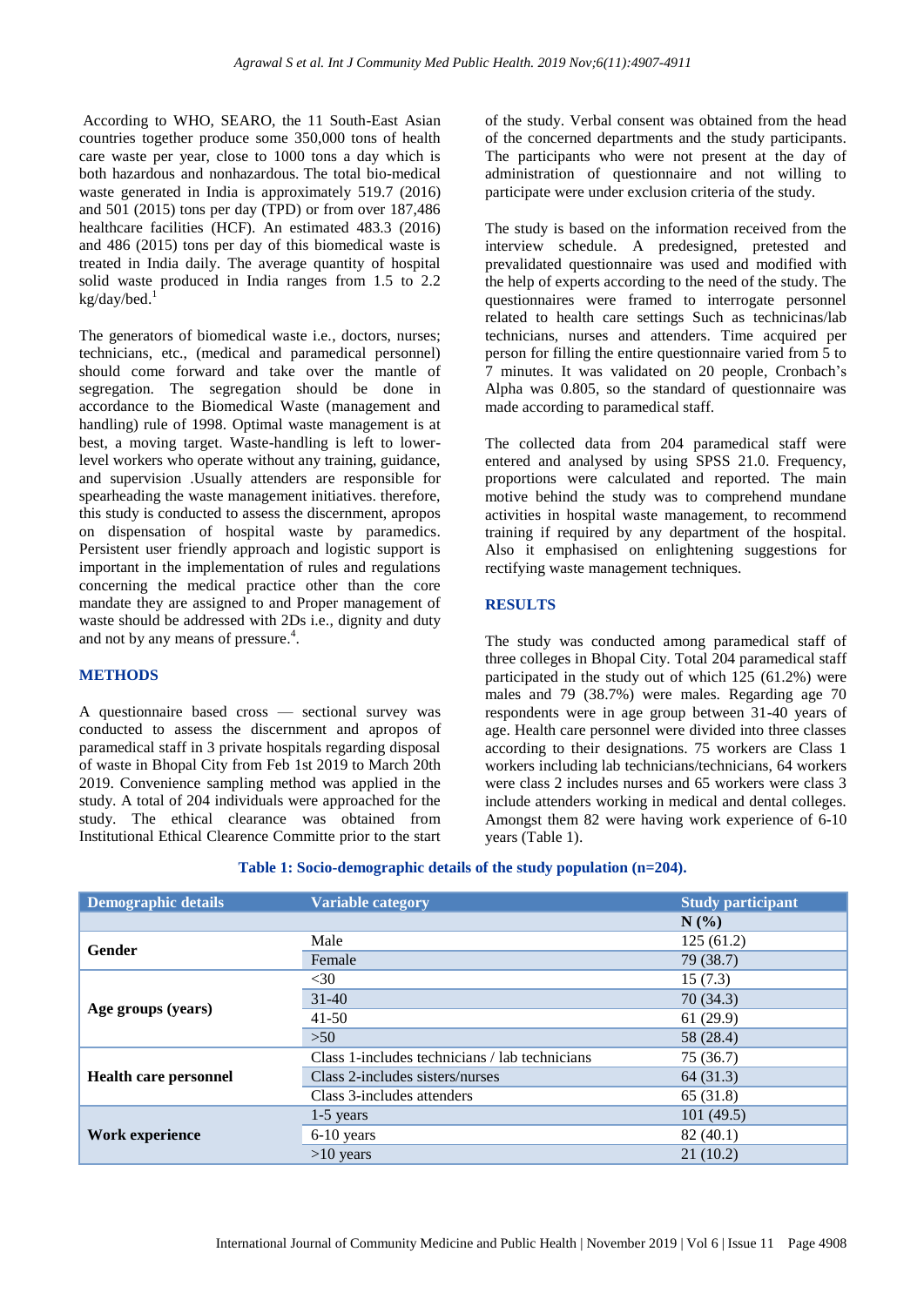According to WHO, SEARO, the 11 South-East Asian countries together produce some 350,000 tons of health care waste per year, close to 1000 tons a day which is both hazardous and nonhazardous. The total bio-medical waste generated in India is approximately 519.7 (2016) and 501 (2015) tons per day (TPD) or from over 187,486 healthcare facilities (HCF). An estimated 483.3 (2016) and 486 (2015) tons per day of this biomedical waste is treated in India daily. The average quantity of hospital solid waste produced in India ranges from 1.5 to 2.2 kg/day/bed.[1]

The generators of biomedical waste i.e., doctors, nurses; technicians, etc., (medical and paramedical personnel) should come forward and take over the mantle of segregation. The segregation should be done in accordance to the Biomedical Waste (management and handling) rule of 1998. Optimal waste management is at best, a moving target. Waste-handling is left to lower-level workers who operate without any training, guidance, and supervision .Usually attenders are responsible for spearheading the waste management initiatives. therefore, this study is conducted to assess the discernment, apropos on dispensation of hospital waste by paramedics. Persistent user friendly approach and logistic support is important in the implementation of rules and regulations concerning the medical practice other than the core mandate they are assigned to and Proper management of waste should be addressed with 2Ds i.e., dignity and duty and not by any means of pressure.[4].

## METHODS

A questionnaire based cross — sectional survey was conducted to assess the discernment and apropos of paramedical staff in 3 private hospitals regarding disposal of waste in Bhopal City from Feb 1st 2019 to March 20th 2019. Convenience sampling method was applied in the study. A total of 204 individuals were approached for the study. The ethical clearance was obtained from Institutional Ethical Clearence Committe prior to the start of the study. Verbal consent was obtained from the head of the concerned departments and the study participants. The participants who were not present at the day of administration of questionnaire and not willing to participate were under exclusion criteria of the study.

The study is based on the information received from the interview schedule. A predesigned, pretested and prevalidated questionnaire was used and modified with the help of experts according to the need of the study. The questionnaires were framed to interrogate personnel related to health care settings Such as technicinas/lab technicians, nurses and attenders. Time acquired per person for filling the entire questionnaire varied from 5 to 7 minutes. It was validated on 20 people, Cronbach's Alpha was 0.805, so the standard of questionnaire was made according to paramedical staff.

The collected data from 204 paramedical staff were entered and analysed by using SPSS 21.0. Frequency, proportions were calculated and reported. The main motive behind the study was to comprehend mundane activities in hospital waste management, to recommend training if required by any department of the hospital. Also it emphasised on enlightening suggestions for rectifying waste management techniques.

## RESULTS

The study was conducted among paramedical staff of three colleges in Bhopal City. Total 204 paramedical staff participated in the study out of which 125 (61.2%) were males and 79 (38.7%) were males. Regarding age 70 respondents were in age group between 31-40 years of age. Health care personnel were divided into three classes according to their designations. 75 workers are Class 1 workers including lab technicians/technicians, 64 workers were class 2 includes nurses and 65 workers were class 3 include attenders working in medical and dental colleges. Amongst them 82 were having work experience of 6-10 years (Table 1).

**Table 1: Socio-demographic details of the study population (n=204).**

| Demographic details | Variable category | Study participant |
|---|---|---|
| | | N (%) |
| Gender | Male | 125 (61.2) |
| | Female | 79 (38.7) |
| Age groups (years) | <30 | 15 (7.3) |
| | 31-40 | 70 (34.3) |
| | 41-50 | 61 (29.9) |
| | >50 | 58 (28.4) |
| Health care personnel | Class 1-includes technicians / lab technicians | 75 (36.7) |
| | Class 2-includes sisters/nurses | 64 (31.3) |
| | Class 3-includes attenders | 65 (31.8) |
| Work experience | 1-5 years | 101 (49.5) |
| | 6-10 years | 82 (40.1) |
| | >10 years | 21 (10.2) |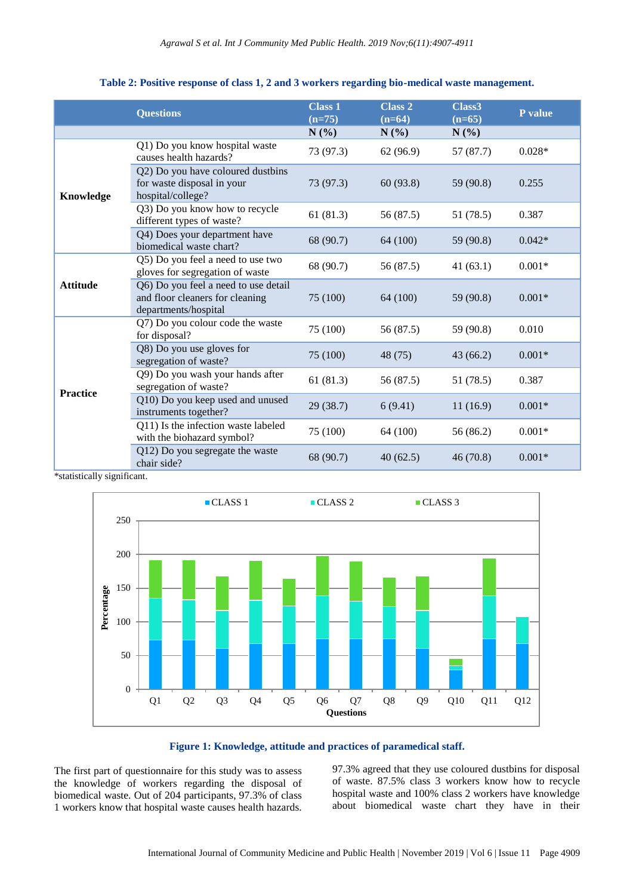**Table 2: Positive response of class 1, 2 and 3 workers regarding bio-medical waste management.**

| | Questions | Class 1 (n=75) | Class 2 (n=64) | Class3 (n=65) | P value |
|---|---|---|---|---|---|
| | | N (%) | N (%) | N (%) | |
| Knowledge | Q1) Do you know hospital waste causes health hazards? | 73 (97.3) | 62 (96.9) | 57 (87.7) | 0.028* |
| | Q2) Do you have coloured dustbins for waste disposal in your hospital/college? | 73 (97.3) | 60 (93.8) | 59 (90.8) | 0.255 |
| | Q3) Do you know how to recycle different types of waste? | 61 (81.3) | 56 (87.5) | 51 (78.5) | 0.387 |
| | Q4) Does your department have biomedical waste chart? | 68 (90.7) | 64 (100) | 59 (90.8) | 0.042* |
| Attitude | Q5) Do you feel a need to use two gloves for segregation of waste | 68 (90.7) | 56 (87.5) | 41 (63.1) | 0.001* |
| | Q6) Do you feel a need to use detail and floor cleaners for cleaning departments/hospital | 75 (100) | 64 (100) | 59 (90.8) | 0.001* |
| Practice | Q7) Do you colour code the waste for disposal? | 75 (100) | 56 (87.5) | 59 (90.8) | 0.010 |
| | Q8) Do you use gloves for segregation of waste? | 75 (100) | 48 (75) | 43 (66.2) | 0.001* |
| | Q9) Do you wash your hands after segregation of waste? | 61 (81.3) | 56 (87.5) | 51 (78.5) | 0.387 |
| | Q10) Do you keep used and unused instruments together? | 29 (38.7) | 6 (9.41) | 11 (16.9) | 0.001* |
| | Q11) Is the infection waste labeled with the biohazard symbol? | 75 (100) | 64 (100) | 56 (86.2) | 0.001* |
| | Q12) Do you segregate the waste chair side? | 68 (90.7) | 40 (62.5) | 46 (70.8) | 0.001* |

*statistically significant.

**Figure 1: Knowledge, attitude and practices of paramedical staff.**

The first part of questionnaire for this study was to assess the knowledge of workers regarding the disposal of biomedical waste. Out of 204 participants, 97.3% of class 1 workers know that hospital waste causes health hazards. 97.3% agreed that they use coloured dustbins for disposal of waste. 87.5% class 3 workers know how to recycle hospital waste and 100% class 2 workers have knowledge about biomedical waste chart they have in their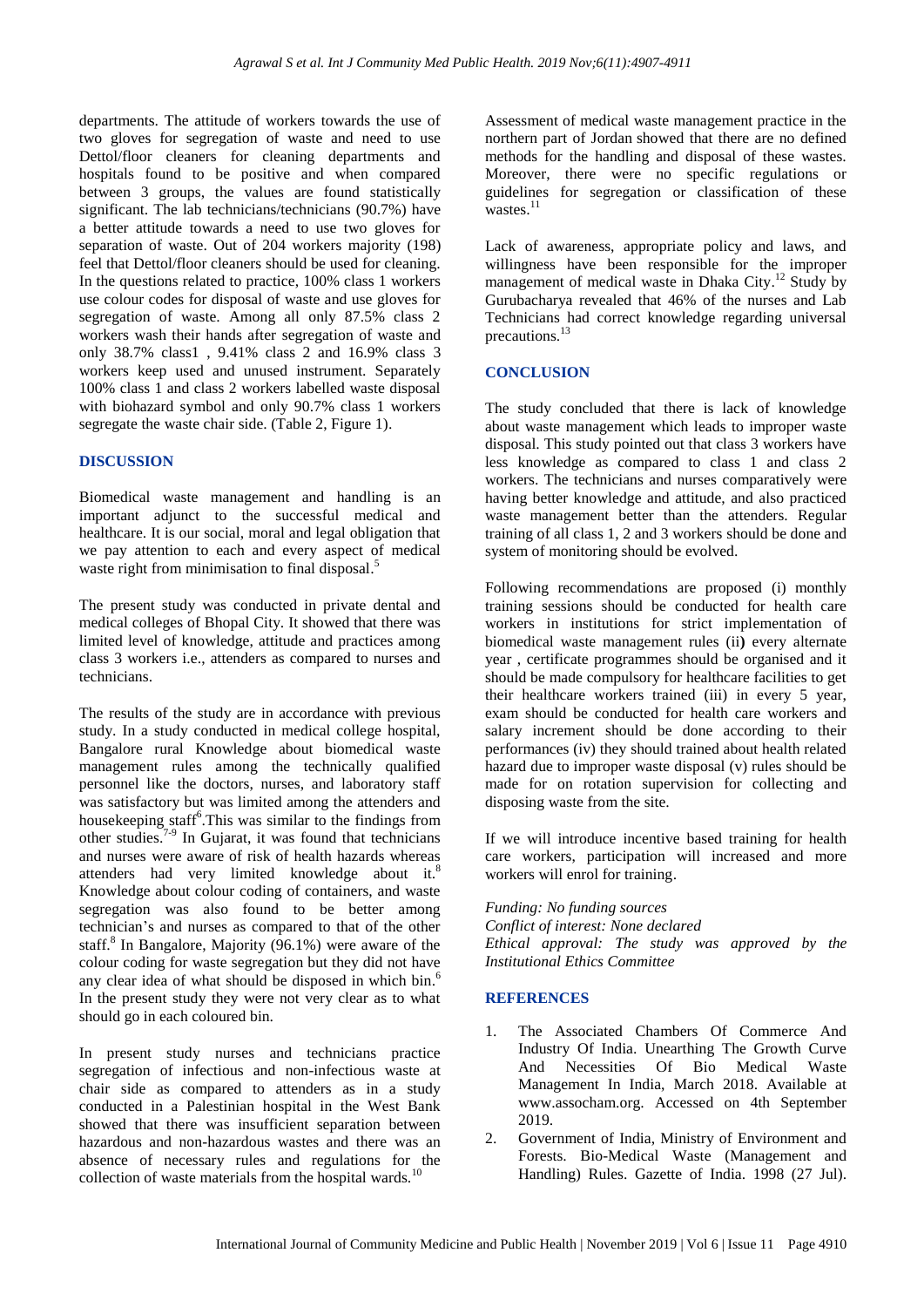departments. The attitude of workers towards the use of two gloves for segregation of waste and need to use Dettol/floor cleaners for cleaning departments and hospitals found to be positive and when compared between 3 groups, the values are found statistically significant. The lab technicians/technicians (90.7%) have a better attitude towards a need to use two gloves for separation of waste. Out of 204 workers majority (198) feel that Dettol/floor cleaners should be used for cleaning. In the questions related to practice, 100% class 1 workers use colour codes for disposal of waste and use gloves for segregation of waste. Among all only 87.5% class 2 workers wash their hands after segregation of waste and only 38.7% class1 , 9.41% class 2 and 16.9% class 3 workers keep used and unused instrument. Separately 100% class 1 and class 2 workers labelled waste disposal with biohazard symbol and only 90.7% class 1 workers segregate the waste chair side. (Table 2, Figure 1).

## DISCUSSION

Biomedical waste management and handling is an important adjunct to the successful medical and healthcare. It is our social, moral and legal obligation that we pay attention to each and every aspect of medical waste right from minimisation to final disposal.[5]

The present study was conducted in private dental and medical colleges of Bhopal City. It showed that there was limited level of knowledge, attitude and practices among class 3 workers i.e., attenders as compared to nurses and technicians.

The results of the study are in accordance with previous study. In a study conducted in medical college hospital, Bangalore rural Knowledge about biomedical waste management rules among the technically qualified personnel like the doctors, nurses, and laboratory staff was satisfactory but was limited among the attenders and housekeeping staff[6].This was similar to the findings from other studies.[7-9] In Gujarat, it was found that technicians and nurses were aware of risk of health hazards whereas attenders had very limited knowledge about it.[8] Knowledge about colour coding of containers, and waste segregation was also found to be better among technician's and nurses as compared to that of the other staff.[8] In Bangalore, Majority (96.1%) were aware of the colour coding for waste segregation but they did not have any clear idea of what should be disposed in which bin.[6] In the present study they were not very clear as to what should go in each coloured bin.

In present study nurses and technicians practice segregation of infectious and non-infectious waste at chair side as compared to attenders as in a study conducted in a Palestinian hospital in the West Bank showed that there was insufficient separation between hazardous and non-hazardous wastes and there was an absence of necessary rules and regulations for the collection of waste materials from the hospital wards.[10]

Assessment of medical waste management practice in the northern part of Jordan showed that there are no defined methods for the handling and disposal of these wastes. Moreover, there were no specific regulations or guidelines for segregation or classification of these wastes.[11]

Lack of awareness, appropriate policy and laws, and willingness have been responsible for the improper management of medical waste in Dhaka City.[12] Study by Gurubacharya revealed that 46% of the nurses and Lab Technicians had correct knowledge regarding universal precautions.[13]

## CONCLUSION

The study concluded that there is lack of knowledge about waste management which leads to improper waste disposal. This study pointed out that class 3 workers have less knowledge as compared to class 1 and class 2 workers. The technicians and nurses comparatively were having better knowledge and attitude, and also practiced waste management better than the attenders. Regular training of all class 1, 2 and 3 workers should be done and system of monitoring should be evolved.

Following recommendations are proposed (i) monthly training sessions should be conducted for health care workers in institutions for strict implementation of biomedical waste management rules (ii) every alternate year , certificate programmes should be organised and it should be made compulsory for healthcare facilities to get their healthcare workers trained (iii) in every 5 year, exam should be conducted for health care workers and salary increment should be done according to their performances (iv) they should trained about health related hazard due to improper waste disposal (v) rules should be made for on rotation supervision for collecting and disposing waste from the site.

If we will introduce incentive based training for health care workers, participation will increased and more workers will enrol for training.

*Funding: No funding sources*
*Conflict of interest: None declared*
*Ethical approval: The study was approved by the Institutional Ethics Committee*

## REFERENCES

1. The Associated Chambers Of Commerce And Industry Of India. Unearthing The Growth Curve And Necessities Of Bio Medical Waste Management In India, March 2018. Available at www.assocham.org. Accessed on 4th September 2019.
2. Government of India, Ministry of Environment and Forests. Bio-Medical Waste (Management and Handling) Rules. Gazette of India. 1998 (27 Jul).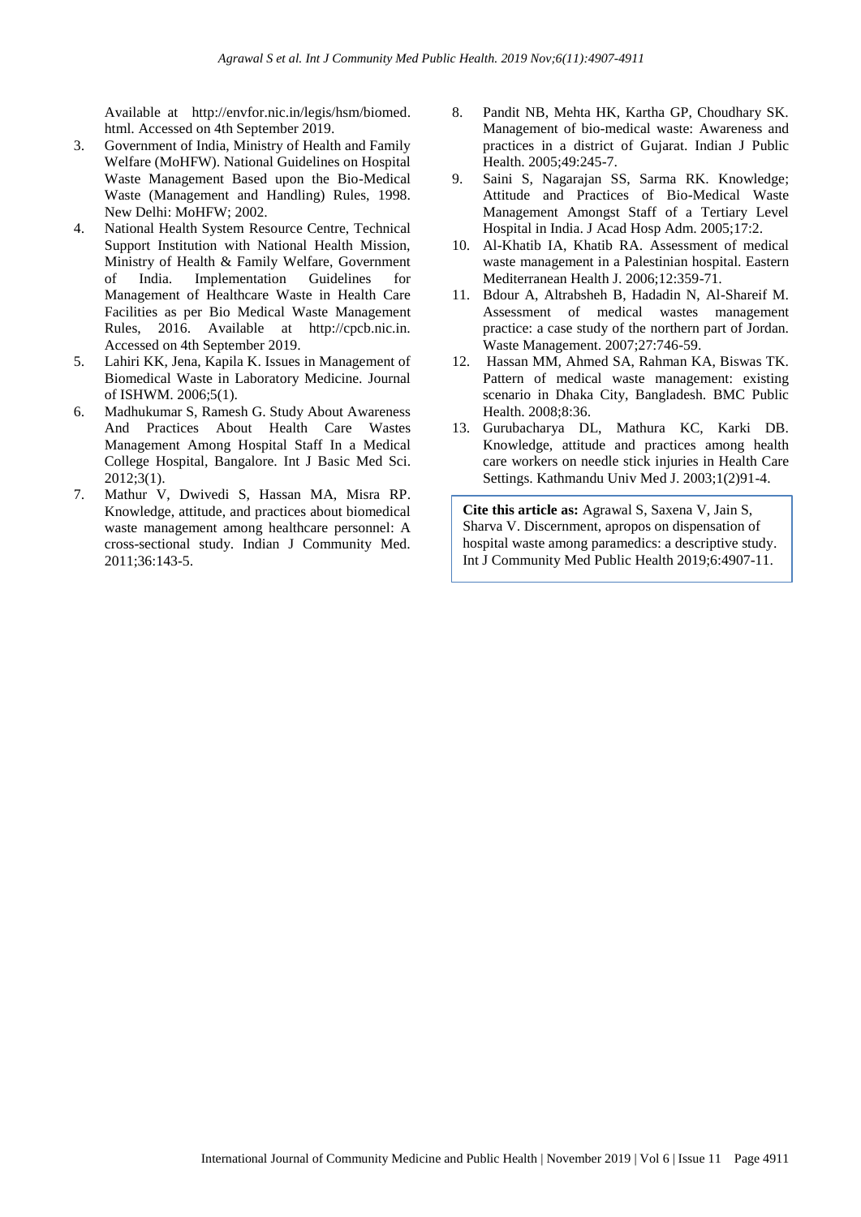Available at http://envfor.nic.in/legis/hsm/biomed.html. Accessed on 4th September 2019.

3. Government of India, Ministry of Health and Family Welfare (MoHFW). National Guidelines on Hospital Waste Management Based upon the Bio-Medical Waste (Management and Handling) Rules, 1998. New Delhi: MoHFW; 2002.
4. National Health System Resource Centre, Technical Support Institution with National Health Mission, Ministry of Health & Family Welfare, Government of India. Implementation Guidelines for Management of Healthcare Waste in Health Care Facilities as per Bio Medical Waste Management Rules, 2016. Available at http://cpcb.nic.in. Accessed on 4th September 2019.
5. Lahiri KK, Jena, Kapila K. Issues in Management of Biomedical Waste in Laboratory Medicine. Journal of ISHWM. 2006;5(1).
6. Madhukumar S, Ramesh G. Study About Awareness And Practices About Health Care Wastes Management Among Hospital Staff In a Medical College Hospital, Bangalore. Int J Basic Med Sci. 2012;3(1).
7. Mathur V, Dwivedi S, Hassan MA, Misra RP. Knowledge, attitude, and practices about biomedical waste management among healthcare personnel: A cross-sectional study. Indian J Community Med. 2011;36:143-5.
8. Pandit NB, Mehta HK, Kartha GP, Choudhary SK. Management of bio-medical waste: Awareness and practices in a district of Gujarat. Indian J Public Health. 2005;49:245-7.
9. Saini S, Nagarajan SS, Sarma RK. Knowledge; Attitude and Practices of Bio-Medical Waste Management Amongst Staff of a Tertiary Level Hospital in India. J Acad Hosp Adm. 2005;17:2.
10. Al-Khatib IA, Khatib RA. Assessment of medical waste management in a Palestinian hospital. Eastern Mediterranean Health J. 2006;12:359-71.
11. Bdour A, Altrabsheh B, Hadadin N, Al-Shareif M. Assessment of medical wastes management practice: a case study of the northern part of Jordan. Waste Management. 2007;27:746-59.
12. Hassan MM, Ahmed SA, Rahman KA, Biswas TK. Pattern of medical waste management: existing scenario in Dhaka City, Bangladesh. BMC Public Health. 2008;8:36.
13. Gurubacharya DL, Mathura KC, Karki DB. Knowledge, attitude and practices among health care workers on needle stick injuries in Health Care Settings. Kathmandu Univ Med J. 2003;1(2)91-4.

**Cite this article as:** Agrawal S, Saxena V, Jain S, Sharva V. Discernment, apropos on dispensation of hospital waste among paramedics: a descriptive study. Int J Community Med Public Health 2019;6:4907-11.